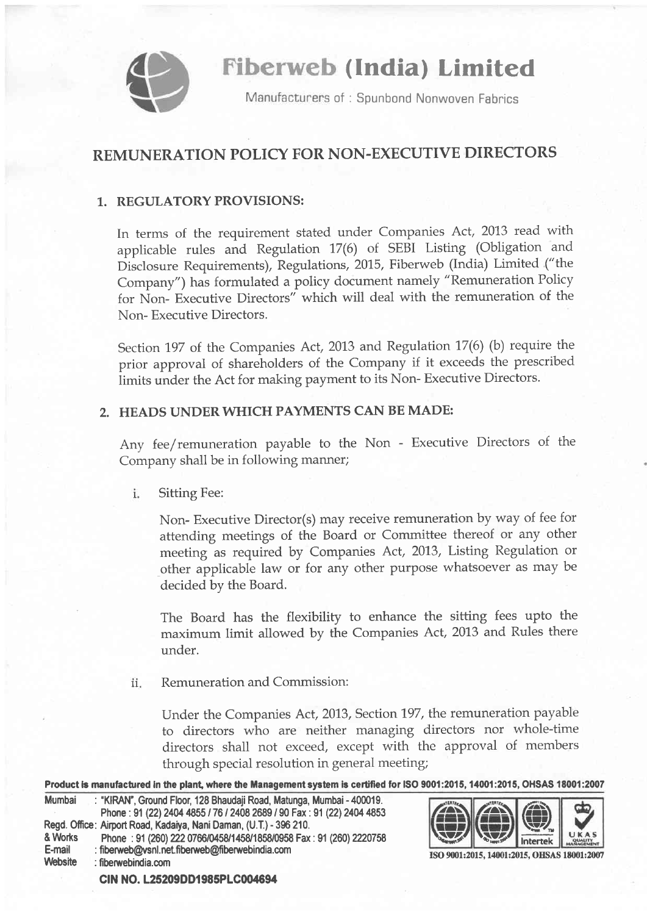# Fiberweb (India) Limited

Manufacturers of : Spunbond Nonwoven Fabrics

## REMUNERATION POLICY FOR NON-EXECUTIVE DIRECTORS

### 1. REGULATORY PROVISIONS:

In terms of the requirement stated under Companies Act, 2013 read with applicable rules and Regulation 17(6) of SEBI Listing (Obligation and Disclosure Requirements), Regulations, 2015, Fiberweb (India) Limited ("the Company") has formulated a policy document namely "Remuneration Policy for Non- Executive Directors" which will deal with the remuneration of the Non- Executive Directors.

Section 197 of the Companies Act, 2013 and Regulation 17(6) (b) require the prior approval of shareholders of the Company if it exceeds the prescribed limits under the Act for making payment to its Non- Executive Directors.

### 2. HEADS UNDER WHICH PAYMENTS CAN BE MADE:

Any fee/remuneration payable to the Non - Executive Directors of the Company shall be in following manner;

i. Sitting Fee:

Non- Executive Director(s) may receive remuneration by way of fee for attending meetings of the Board or Committee thereof or any other meeting as required by Companies Act, 2013, Listing Regulation or other applicable law or for any other purpose whatsoever as may be decided by the Board.

The Board has the flexibility to enhance the sitting fees upto the maximum limit allowed by the Companies Act, 2013 and Rules there under.

ii. Remuneration and Commission:

Under the Companies Act, 2013, Section 197, the remuneration payable to directors who are neither managing directors nor whole-time directors shall not exceed, except with the approval of members through special resolution in general meeting;

**Product is manufactured in the plant, where the Management system is certified for ISO 9001:2015, 14001:2015, OHSAS 18001:2007**

Mumbai : "KIRAN", Ground Floor, 128 Bhaudaji Road, Matunga, Mumbai - 400019.
Phone : 91 (22) 2404 4855 / 76 / 2408 2689 / 90 Fax : 91 (22) 2404 4853
Regd. Office: Airport Road, Kadaiya, Nani Daman, (U.T.) - 396 210.
& Works Phone : 91 (260) 222 0766/0458/1458/1858/0958 Fax : 91 (260) 2220758
E-mail : fiberweb@vsnl.net.fiberweb@fiberwebindia.com
Website : fiberwebindia.com

ISO 9001:2015, 14001:2015, OHSAS 18001:2007

**CIN NO. L25209DD1985PLC004694**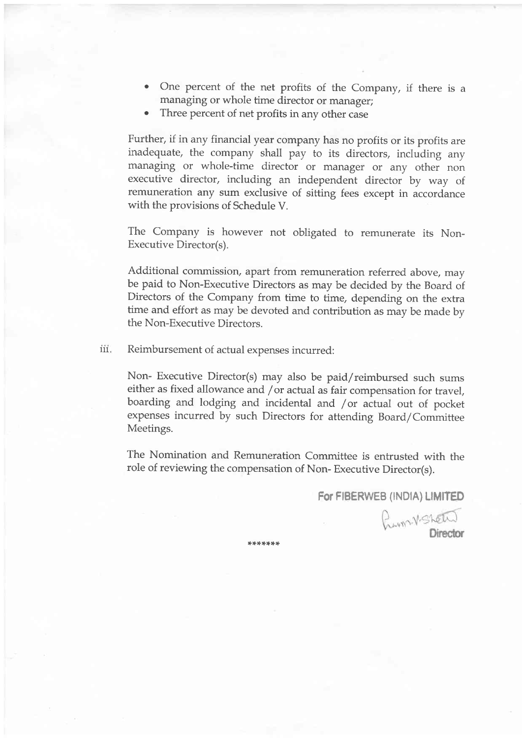- One percent of the net profits of the Company, if there is a managing or whole time director or manager;
- Three percent of net profits in any other case

Further, if in any financial year company has no profits or its profits are inadequate, the company shall pay to its directors, including any managing or whole-time director or manager or any other non executive director, including an independent director by way of remuneration any sum exclusive of sitting fees except in accordance with the provisions of Schedule V.

The Company is however not obligated to remunerate its Non-Executive Director(s).

Additional commission, apart from remuneration referred above, may be paid to Non-Executive Directors as may be decided by the Board of Directors of the Company from time to time, depending on the extra time and effort as may be devoted and contribution as may be made by the Non-Executive Directors.

iii. Reimbursement of actual expenses incurred:

Non- Executive Director(s) may also be paid/reimbursed such sums either as fixed allowance and /or actual as fair compensation for travel, boarding and lodging and incidental and /or actual out of pocket expenses incurred by such Directors for attending Board/Committee Meetings.

The Nomination and Remuneration Committee is entrusted with the role of reviewing the compensation of Non- Executive Director(s).

**For FIBERWEB (INDIA) LIMITED**

**Director**

*******